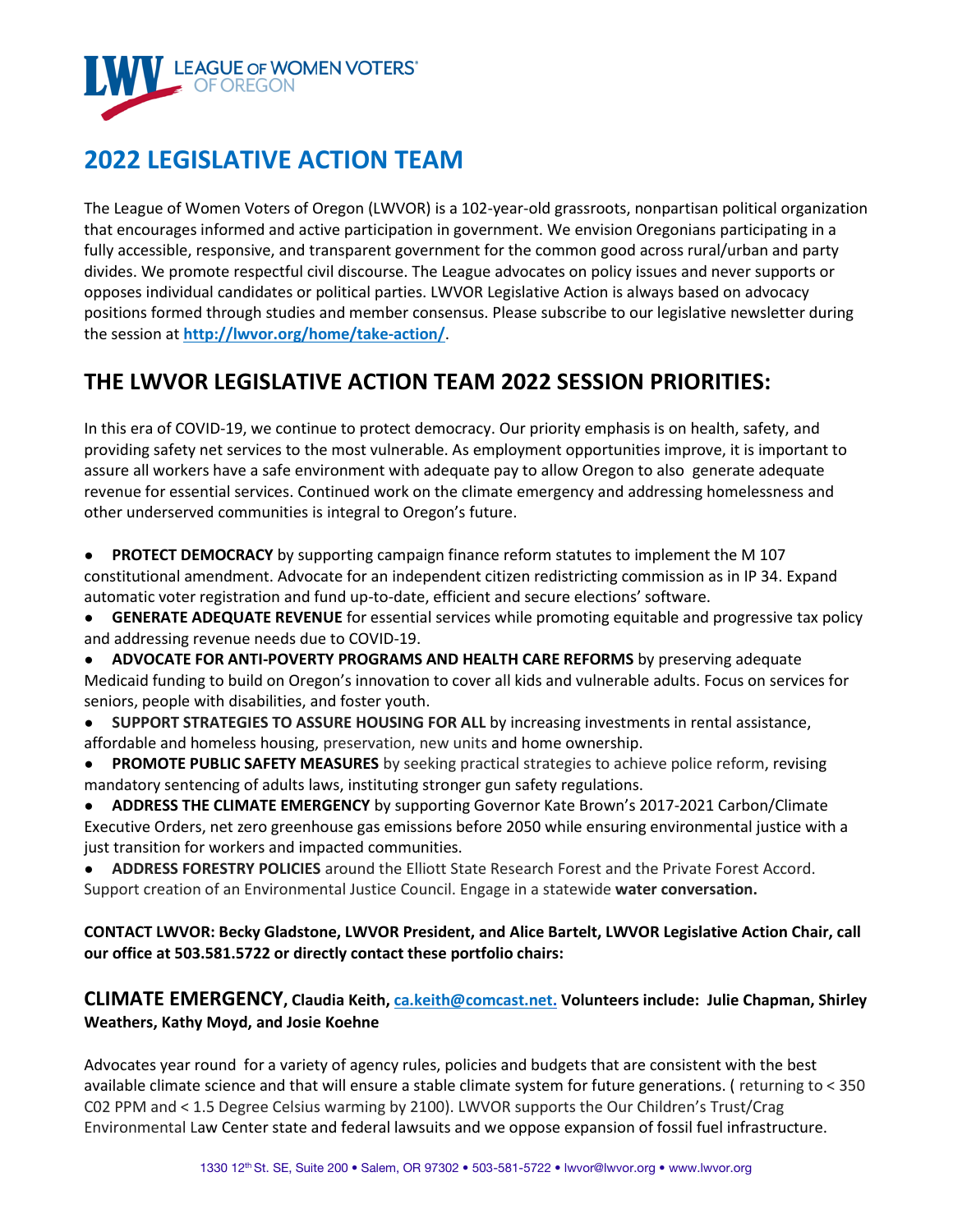LEAGUE OF WOMEN VOTERS® OF OREGON

# 2022 LEGISLATIVE ACTION TEAM

The League of Women Voters of Oregon (LWVOR) is a 102-year-old grassroots, nonpartisan political organization that encourages informed and active participation in government. We envision Oregonians participating in a fully accessible, responsive, and transparent government for the common good across rural/urban and party divides. We promote respectful civil discourse. The League advocates on policy issues and never supports or opposes individual candidates or political parties. LWVOR Legislative Action is always based on advocacy positions formed through studies and member consensus. Please subscribe to our legislative newsletter during the session at **http://lwvor.org/home/take-action/**.

## THE LWVOR LEGISLATIVE ACTION TEAM 2022 SESSION PRIORITIES:

In this era of COVID-19, we continue to protect democracy. Our priority emphasis is on health, safety, and providing safety net services to the most vulnerable. As employment opportunities improve, it is important to assure all workers have a safe environment with adequate pay to allow Oregon to also generate adequate revenue for essential services. Continued work on the climate emergency and addressing homelessness and other underserved communities is integral to Oregon's future.

- **PROTECT DEMOCRACY** by supporting campaign finance reform statutes to implement the M 107 constitutional amendment. Advocate for an independent citizen redistricting commission as in IP 34. Expand automatic voter registration and fund up-to-date, efficient and secure elections' software.
- **GENERATE ADEQUATE REVENUE** for essential services while promoting equitable and progressive tax policy and addressing revenue needs due to COVID-19.
- **ADVOCATE FOR ANTI-POVERTY PROGRAMS AND HEALTH CARE REFORMS** by preserving adequate Medicaid funding to build on Oregon's innovation to cover all kids and vulnerable adults. Focus on services for seniors, people with disabilities, and foster youth.
- **SUPPORT STRATEGIES TO ASSURE HOUSING FOR ALL** by increasing investments in rental assistance, affordable and homeless housing, preservation, new units and home ownership.
- **PROMOTE PUBLIC SAFETY MEASURES** by seeking practical strategies to achieve police reform, revising mandatory sentencing of adults laws, instituting stronger gun safety regulations.
- **ADDRESS THE CLIMATE EMERGENCY** by supporting Governor Kate Brown's 2017-2021 Carbon/Climate Executive Orders, net zero greenhouse gas emissions before 2050 while ensuring environmental justice with a just transition for workers and impacted communities.
- **ADDRESS FORESTRY POLICIES** around the Elliott State Research Forest and the Private Forest Accord. Support creation of an Environmental Justice Council. Engage in a statewide **water conversation.**

**CONTACT LWVOR: Becky Gladstone, LWVOR President, and Alice Bartelt, LWVOR Legislative Action Chair, call our office at 503.581.5722 or directly contact these portfolio chairs:**

### CLIMATE EMERGENCY, Claudia Keith, ca.keith@comcast.net. Volunteers include: Julie Chapman, Shirley Weathers, Kathy Moyd, and Josie Koehne

Advocates year round for a variety of agency rules, policies and budgets that are consistent with the best available climate science and that will ensure a stable climate system for future generations. ( returning to < 350 C02 PPM and < 1.5 Degree Celsius warming by 2100). LWVOR supports the Our Children's Trust/Crag Environmental Law Center state and federal lawsuits and we oppose expansion of fossil fuel infrastructure.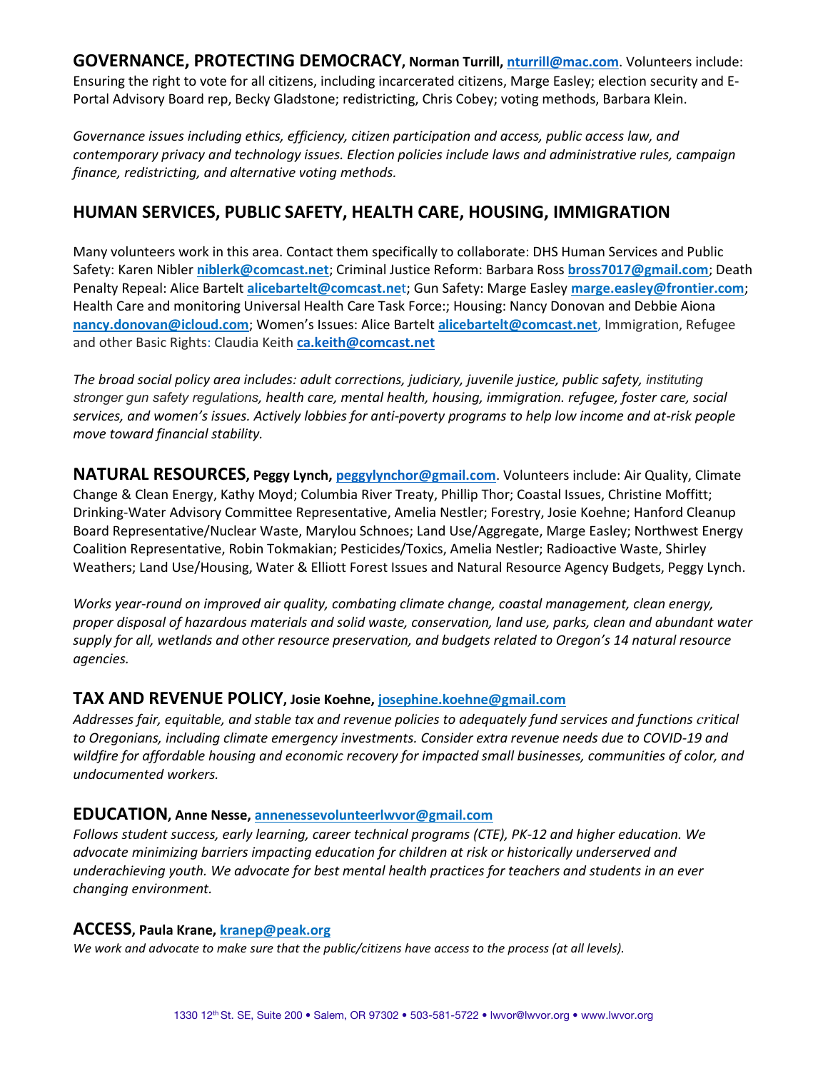## **GOVERNANCE, PROTECTING DEMOCRACY, Norman Turrill, nturrill@mac.com**. Volunteers include:

Ensuring the right to vote for all citizens, including incarcerated citizens, Marge Easley; election security and E-Portal Advisory Board rep, Becky Gladstone; redistricting, Chris Cobey; voting methods, Barbara Klein.

*Governance issues including ethics, efficiency, citizen participation and access, public access law, and contemporary privacy and technology issues. Election policies include laws and administrative rules, campaign finance, redistricting, and alternative voting methods.*

## **HUMAN SERVICES, PUBLIC SAFETY, HEALTH CARE, HOUSING, IMMIGRATION**

Many volunteers work in this area. Contact them specifically to collaborate: DHS Human Services and Public Safety: Karen Nibler **niblerk@comcast.net**; Criminal Justice Reform: Barbara Ross **bross7017@gmail.com**; Death Penalty Repeal: Alice Bartelt **alicebartelt@comcast.net**; Gun Safety: Marge Easley **marge.easley@frontier.com**; Health Care and monitoring Universal Health Care Task Force:; Housing: Nancy Donovan and Debbie Aiona **nancy.donovan@icloud.com**; Women's Issues: Alice Bartelt **alicebartelt@comcast.net**, Immigration, Refugee and other Basic Rights: Claudia Keith **ca.keith@comcast.net**

*The broad social policy area includes: adult corrections, judiciary, juvenile justice, public safety, instituting stronger gun safety regulations, health care, mental health, housing, immigration. refugee, foster care, social services, and women's issues. Actively lobbies for anti-poverty programs to help low income and at-risk people move toward financial stability.*

## **NATURAL RESOURCES, Peggy Lynch, peggylynchor@gmail.com**. Volunteers include:

Air Quality, Climate Change & Clean Energy, Kathy Moyd; Columbia River Treaty, Phillip Thor; Coastal Issues, Christine Moffitt; Drinking-Water Advisory Committee Representative, Amelia Nestler; Forestry, Josie Koehne; Hanford Cleanup Board Representative/Nuclear Waste, Marylou Schnoes; Land Use/Aggregate, Marge Easley; Northwest Energy Coalition Representative, Robin Tokmakian; Pesticides/Toxics, Amelia Nestler; Radioactive Waste, Shirley Weathers; Land Use/Housing, Water & Elliott Forest Issues and Natural Resource Agency Budgets, Peggy Lynch.

*Works year-round on improved air quality, combating climate change, coastal management, clean energy, proper disposal of hazardous materials and solid waste, conservation, land use, parks, clean and abundant water supply for all, wetlands and other resource preservation, and budgets related to Oregon's 14 natural resource agencies.*

## **TAX AND REVENUE POLICY, Josie Koehne, josephine.koehne@gmail.com**

*Addresses fair, equitable, and stable tax and revenue policies to adequately fund services and functions critical to Oregonians, including climate emergency investments. Consider extra revenue needs due to COVID-19 and wildfire for affordable housing and economic recovery for impacted small businesses, communities of color, and undocumented workers.*

## **EDUCATION, Anne Nesse, annenessevolunteerlwvor@gmail.com**

*Follows student success, early learning, career technical programs (CTE), PK-12 and higher education. We advocate minimizing barriers impacting education for children at risk or historically underserved and underachieving youth. We advocate for best mental health practices for teachers and students in an ever changing environment.*

## **ACCESS, Paula Krane, kranep@peak.org**

*We work and advocate to make sure that the public/citizens have access to the process (at all levels).*

1330 12th St. SE, Suite 200 • Salem, OR 97302 • 503-581-5722 • lwvor@lwvor.org • www.lwvor.org